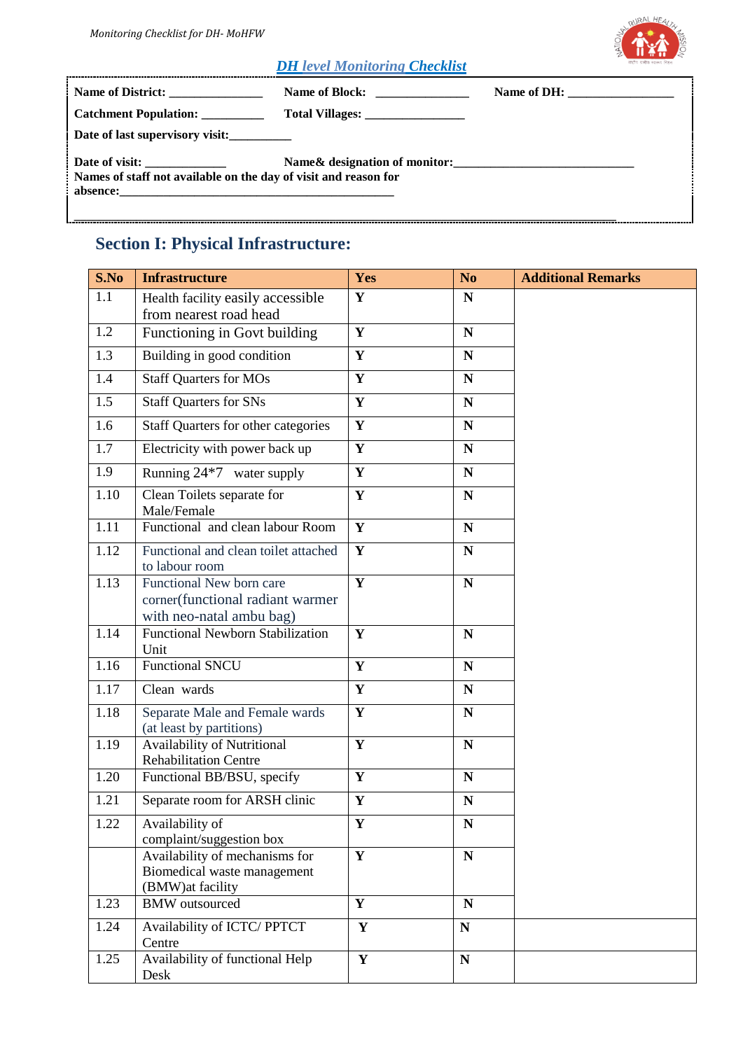## DH level Monitoring Checklist

**Name of District:** _______________ **Name of Block:** _______________ **Name of DH:** _________________

**Catchment Population:** __________ **Total Villages:** ________________

**Date of last supervisory visit:**__________

**Date of visit:** _____________ **Name& designation of monitor:**____________________________

**Names of staff not available on the day of visit and reason for absence:**_____________________________________________

## Section I: Physical Infrastructure:

| S.No | Infrastructure | Yes | No | Additional Remarks |
|---|---|---|---|---|
| 1.1 | Health facility easily accessible from nearest road head | Y | N | |
| 1.2 | Functioning in Govt building | Y | N | |
| 1.3 | Building in good condition | Y | N | |
| 1.4 | Staff Quarters for MOs | Y | N | |
| 1.5 | Staff Quarters for SNs | Y | N | |
| 1.6 | Staff Quarters for other categories | Y | N | |
| 1.7 | Electricity with power back up | Y | N | |
| 1.9 | Running 24*7 water supply | Y | N | |
| 1.10 | Clean Toilets separate for Male/Female | Y | N | |
| 1.11 | Functional and clean labour Room | Y | N | |
| 1.12 | Functional and clean toilet attached to labour room | Y | N | |
| 1.13 | Functional New born care corner(functional radiant warmer with neo-natal ambu bag) | Y | N | |
| 1.14 | Functional Newborn Stabilization Unit | Y | N | |
| 1.16 | Functional SNCU | Y | N | |
| 1.17 | Clean wards | Y | N | |
| 1.18 | Separate Male and Female wards (at least by partitions) | Y | N | |
| 1.19 | Availability of Nutritional Rehabilitation Centre | Y | N | |
| 1.20 | Functional BB/BSU, specify | Y | N | |
| 1.21 | Separate room for ARSH clinic | Y | N | |
| 1.22 | Availability of complaint/suggestion box | Y | N | |
| | Availability of mechanisms for Biomedical waste management (BMW)at facility | Y | N | |
| 1.23 | BMW outsourced | Y | N | |
| 1.24 | Availability of ICTC/ PPTCT Centre | Y | N | |
| 1.25 | Availability of functional Help Desk | Y | N | |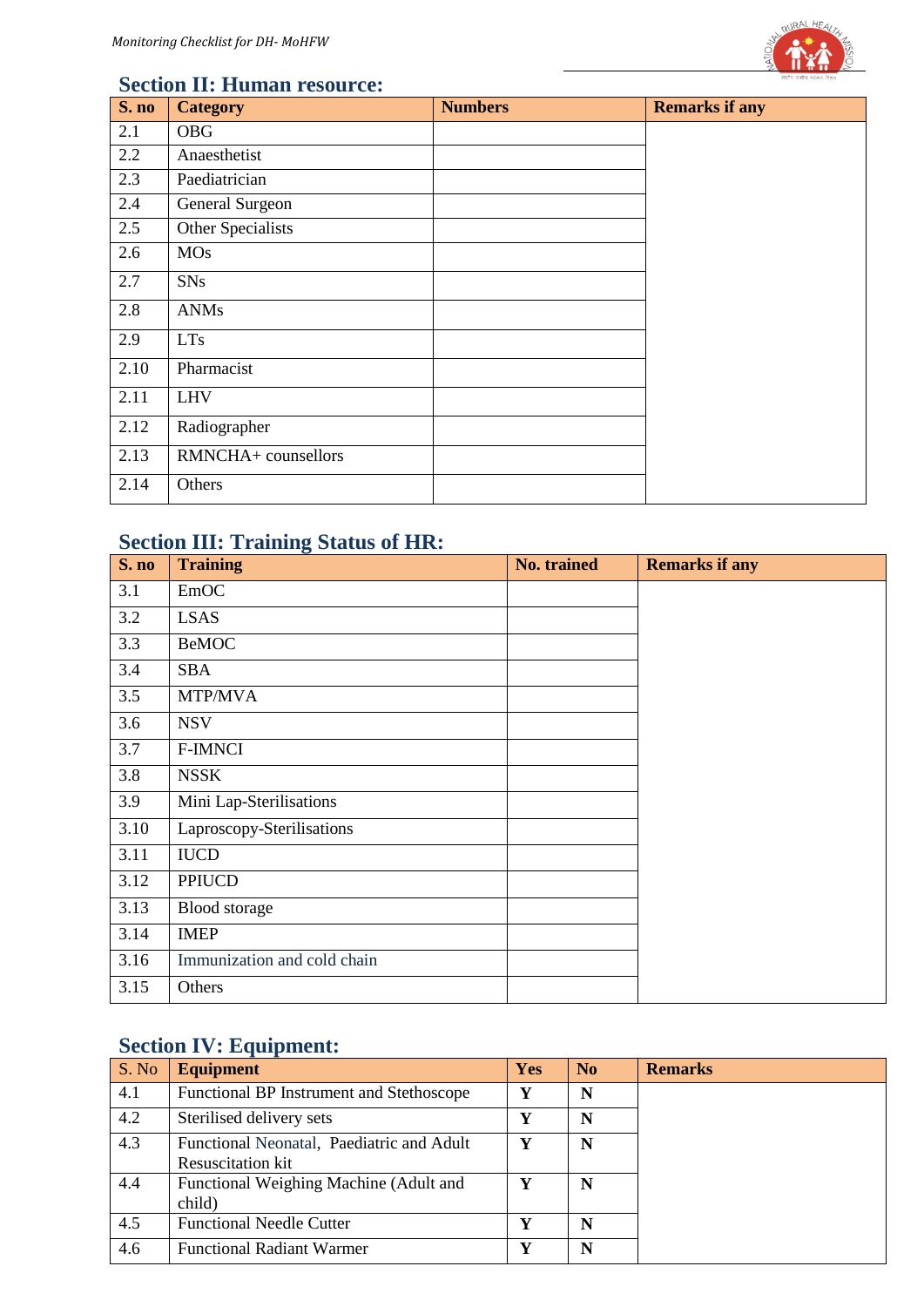## Section II: Human resource:

| S. no | Category | Numbers | Remarks if any |
|---|---|---|---|
| 2.1 | OBG | | |
| 2.2 | Anaesthetist | | |
| 2.3 | Paediatrician | | |
| 2.4 | General Surgeon | | |
| 2.5 | Other Specialists | | |
| 2.6 | MOs | | |
| 2.7 | SNs | | |
| 2.8 | ANMs | | |
| 2.9 | LTs | | |
| 2.10 | Pharmacist | | |
| 2.11 | LHV | | |
| 2.12 | Radiographer | | |
| 2.13 | RMNCHA+ counsellors | | |
| 2.14 | Others | | |

## Section III: Training Status of HR:

| S. no | Training | No. trained | Remarks if any |
|---|---|---|---|
| 3.1 | EmOC | | |
| 3.2 | LSAS | | |
| 3.3 | BeMOC | | |
| 3.4 | SBA | | |
| 3.5 | MTP/MVA | | |
| 3.6 | NSV | | |
| 3.7 | F-IMNCI | | |
| 3.8 | NSSK | | |
| 3.9 | Mini Lap-Sterilisations | | |
| 3.10 | Laproscopy-Sterilisations | | |
| 3.11 | IUCD | | |
| 3.12 | PPIUCD | | |
| 3.13 | Blood storage | | |
| 3.14 | IMEP | | |
| 3.16 | Immunization and cold chain | | |
| 3.15 | Others | | |

## Section IV: Equipment:

| S. No | Equipment | Yes | No | Remarks |
|---|---|---|---|---|
| 4.1 | Functional BP Instrument and Stethoscope | Y | N | |
| 4.2 | Sterilised delivery sets | Y | N | |
| 4.3 | Functional Neonatal, Paediatric and Adult Resuscitation kit | Y | N | |
| 4.4 | Functional Weighing Machine (Adult and child) | Y | N | |
| 4.5 | Functional Needle Cutter | Y | N | |
| 4.6 | Functional Radiant Warmer | Y | N | |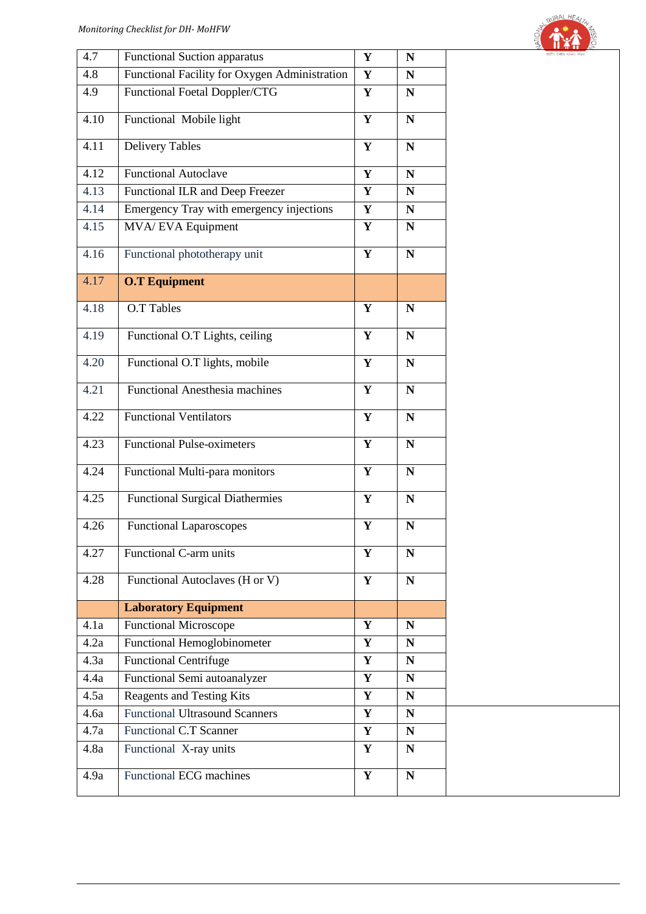| | | | | |
|---|---|---|---|---|
| 4.7 | Functional Suction apparatus | **Y** | **N** | |
| 4.8 | Functional Facility for Oxygen Administration | **Y** | **N** | |
| 4.9 | Functional Foetal Doppler/CTG | **Y** | **N** | |
| 4.10 | Functional Mobile light | **Y** | **N** | |
| 4.11 | Delivery Tables | **Y** | **N** | |
| 4.12 | Functional Autoclave | **Y** | **N** | |
| 4.13 | Functional ILR and Deep Freezer | **Y** | **N** | |
| 4.14 | Emergency Tray with emergency injections | **Y** | **N** | |
| 4.15 | MVA/ EVA Equipment | **Y** | **N** | |
| 4.16 | Functional phototherapy unit | **Y** | **N** | |
| 4.17 | **O.T Equipment** | | | |
| 4.18 | O.T Tables | **Y** | **N** | |
| 4.19 | Functional O.T Lights, ceiling | **Y** | **N** | |
| 4.20 | Functional O.T lights, mobile | **Y** | **N** | |
| 4.21 | Functional Anesthesia machines | **Y** | **N** | |
| 4.22 | Functional Ventilators | **Y** | **N** | |
| 4.23 | Functional Pulse-oximeters | **Y** | **N** | |
| 4.24 | Functional Multi-para monitors | **Y** | **N** | |
| 4.25 | Functional Surgical Diathermies | **Y** | **N** | |
| 4.26 | Functional Laparoscopes | **Y** | **N** | |
| 4.27 | Functional C-arm units | **Y** | **N** | |
| 4.28 | Functional Autoclaves (H or V) | **Y** | **N** | |
| | **Laboratory Equipment** | | | |
| 4.1a | Functional Microscope | **Y** | **N** | |
| 4.2a | Functional Hemoglobinometer | **Y** | **N** | |
| 4.3a | Functional Centrifuge | **Y** | **N** | |
| 4.4a | Functional Semi autoanalyzer | **Y** | **N** | |
| 4.5a | Reagents and Testing Kits | **Y** | **N** | |
| 4.6a | Functional Ultrasound Scanners | **Y** | **N** | |
| 4.7a | Functional C.T Scanner | **Y** | **N** | |
| 4.8a | Functional X-ray units | **Y** | **N** | |
| 4.9a | Functional ECG machines | **Y** | **N** | |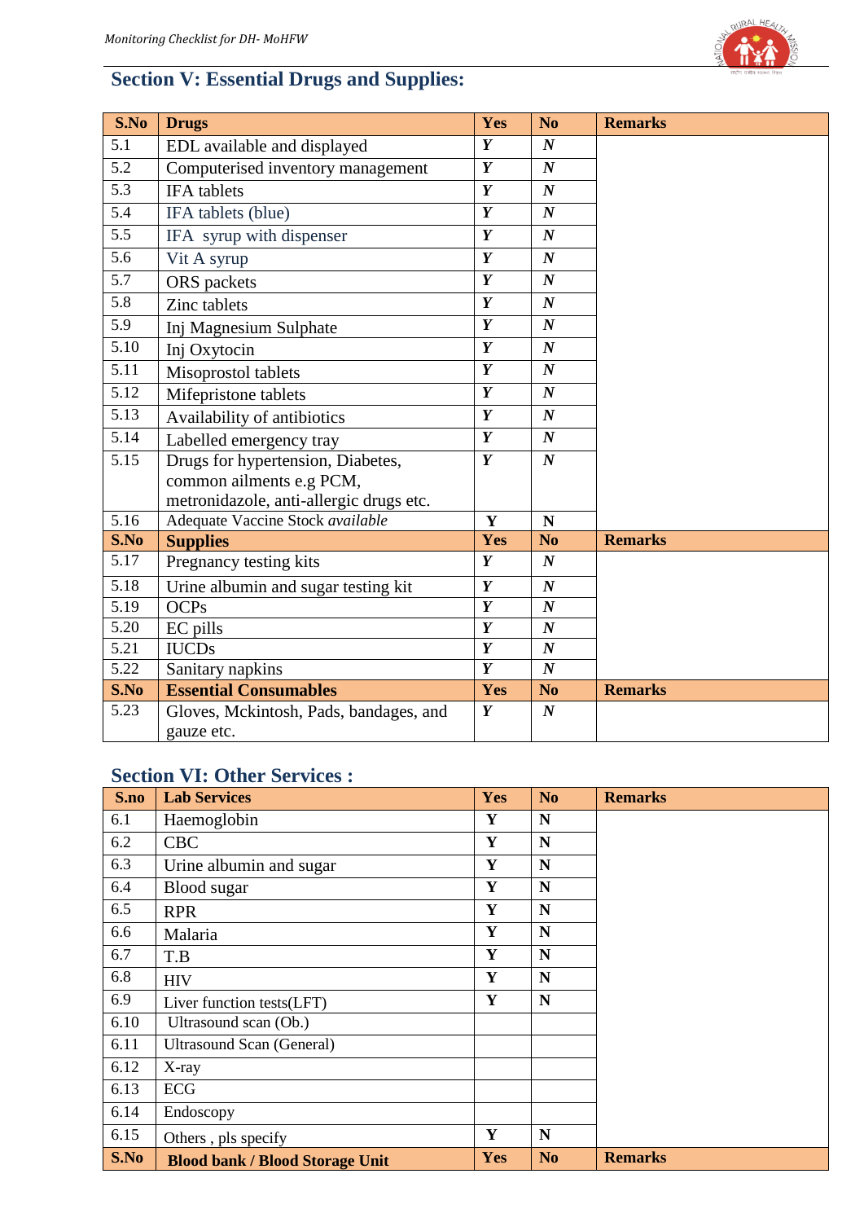## Section V: Essential Drugs and Supplies:

| S.No | Drugs | Yes | No | Remarks |
|---|---|---|---|---|
| 5.1 | EDL available and displayed | *Y* | *N* | |
| 5.2 | Computerised inventory management | *Y* | *N* | |
| 5.3 | IFA tablets | *Y* | *N* | |
| 5.4 | IFA tablets (blue) | *Y* | *N* | |
| 5.5 | IFA syrup with dispenser | *Y* | *N* | |
| 5.6 | Vit A syrup | *Y* | *N* | |
| 5.7 | ORS packets | *Y* | *N* | |
| 5.8 | Zinc tablets | *Y* | *N* | |
| 5.9 | Inj Magnesium Sulphate | *Y* | *N* | |
| 5.10 | Inj Oxytocin | *Y* | *N* | |
| 5.11 | Misoprostol tablets | *Y* | *N* | |
| 5.12 | Mifepristone tablets | *Y* | *N* | |
| 5.13 | Availability of antibiotics | *Y* | *N* | |
| 5.14 | Labelled emergency tray | *Y* | *N* | |
| 5.15 | Drugs for hypertension, Diabetes, common ailments e.g PCM, metronidazole, anti-allergic drugs etc. | *Y* | *N* | |
| 5.16 | Adequate Vaccine Stock *available* | **Y** | **N** | |
| **S.No** | **Supplies** | **Yes** | **No** | **Remarks** |
| 5.17 | Pregnancy testing kits | *Y* | *N* | |
| 5.18 | Urine albumin and sugar testing kit | *Y* | *N* | |
| 5.19 | OCPs | *Y* | *N* | |
| 5.20 | EC pills | *Y* | *N* | |
| 5.21 | IUCDs | *Y* | *N* | |
| 5.22 | Sanitary napkins | *Y* | *N* | |
| **S.No** | **Essential Consumables** | **Yes** | **No** | **Remarks** |
| 5.23 | Gloves, Mckintosh, Pads, bandages, and gauze etc. | *Y* | *N* | |

## Section VI: Other Services :

| S.no | Lab Services | Yes | No | Remarks |
|---|---|---|---|---|
| 6.1 | Haemoglobin | **Y** | **N** | |
| 6.2 | CBC | **Y** | **N** | |
| 6.3 | Urine albumin and sugar | **Y** | **N** | |
| 6.4 | Blood sugar | **Y** | **N** | |
| 6.5 | RPR | **Y** | **N** | |
| 6.6 | Malaria | **Y** | **N** | |
| 6.7 | T.B | **Y** | **N** | |
| 6.8 | HIV | **Y** | **N** | |
| 6.9 | Liver function tests(LFT) | **Y** | **N** | |
| 6.10 | Ultrasound scan (Ob.) | | | |
| 6.11 | Ultrasound Scan (General) | | | |
| 6.12 | X-ray | | | |
| 6.13 | ECG | | | |
| 6.14 | Endoscopy | | | |
| 6.15 | Others , pls specify | **Y** | **N** | |
| **S.No** | **Blood bank / Blood Storage Unit** | **Yes** | **No** | **Remarks** |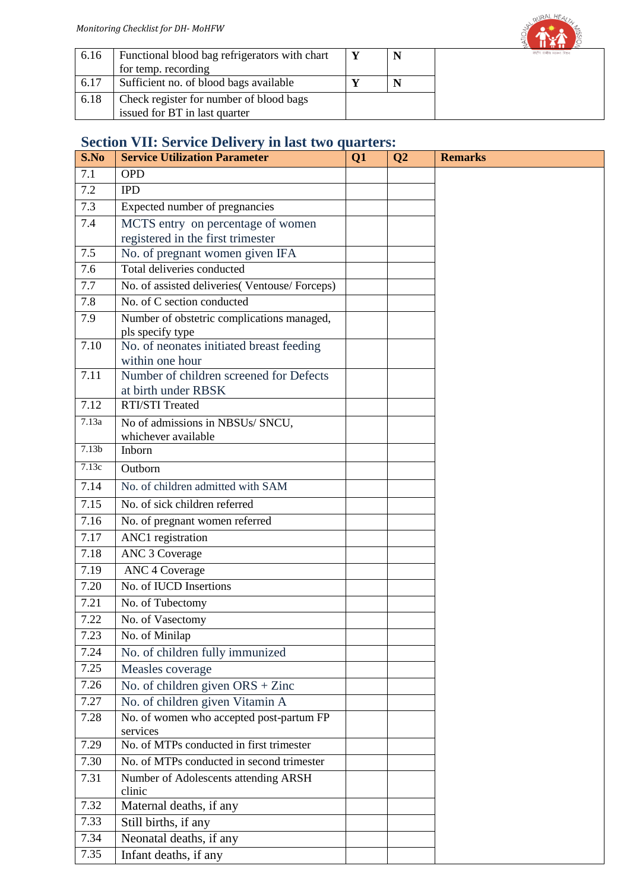| | | | | |
|---|---|---|---|---|
| 6.16 | Functional blood bag refrigerators with chart for temp. recording | Y | N | |
| 6.17 | Sufficient no. of blood bags available | Y | N | |
| 6.18 | Check register for number of blood bags issued for BT in last quarter | | | |

## Section VII: Service Delivery in last two quarters:

| S.No | Service Utilization Parameter | Q1 | Q2 | Remarks |
|---|---|---|---|---|
| 7.1 | OPD | | | |
| 7.2 | IPD | | | |
| 7.3 | Expected number of pregnancies | | | |
| 7.4 | MCTS entry on percentage of women registered in the first trimester | | | |
| 7.5 | No. of pregnant women given IFA | | | |
| 7.6 | Total deliveries conducted | | | |
| 7.7 | No. of assisted deliveries( Ventouse/ Forceps) | | | |
| 7.8 | No. of C section conducted | | | |
| 7.9 | Number of obstetric complications managed, pls specify type | | | |
| 7.10 | No. of neonates initiated breast feeding within one hour | | | |
| 7.11 | Number of children screened for Defects at birth under RBSK | | | |
| 7.12 | RTI/STI Treated | | | |
| 7.13a | No of admissions in NBSUs/ SNCU, whichever available | | | |
| 7.13b | Inborn | | | |
| 7.13c | Outborn | | | |
| 7.14 | No. of children admitted with SAM | | | |
| 7.15 | No. of sick children referred | | | |
| 7.16 | No. of pregnant women referred | | | |
| 7.17 | ANC1 registration | | | |
| 7.18 | ANC 3 Coverage | | | |
| 7.19 | ANC 4 Coverage | | | |
| 7.20 | No. of IUCD Insertions | | | |
| 7.21 | No. of Tubectomy | | | |
| 7.22 | No. of Vasectomy | | | |
| 7.23 | No. of Minilap | | | |
| 7.24 | No. of children fully immunized | | | |
| 7.25 | Measles coverage | | | |
| 7.26 | No. of children given ORS + Zinc | | | |
| 7.27 | No. of children given Vitamin A | | | |
| 7.28 | No. of women who accepted post-partum FP services | | | |
| 7.29 | No. of MTPs conducted in first trimester | | | |
| 7.30 | No. of MTPs conducted in second trimester | | | |
| 7.31 | Number of Adolescents attending ARSH clinic | | | |
| 7.32 | Maternal deaths, if any | | | |
| 7.33 | Still births, if any | | | |
| 7.34 | Neonatal deaths, if any | | | |
| 7.35 | Infant deaths, if any | | | |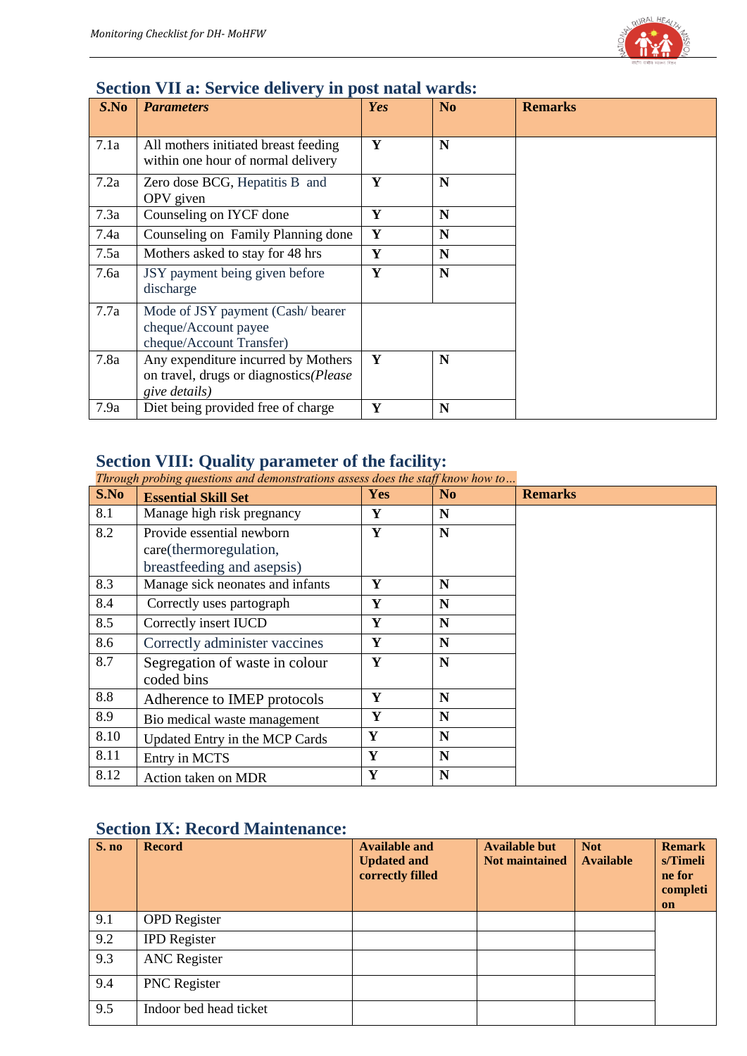## Section VII a: Service delivery in post natal wards:

| S.No | Parameters | Yes | No | Remarks |
|---|---|---|---|---|
| 7.1a | All mothers initiated breast feeding within one hour of normal delivery | Y | N | |
| 7.2a | Zero dose BCG, Hepatitis B and OPV given | Y | N | |
| 7.3a | Counseling on IYCF done | Y | N | |
| 7.4a | Counseling on Family Planning done | Y | N | |
| 7.5a | Mothers asked to stay for 48 hrs | Y | N | |
| 7.6a | JSY payment being given before discharge | Y | N | |
| 7.7a | Mode of JSY payment (Cash/ bearer cheque/Account payee cheque/Account Transfer) | | | |
| 7.8a | Any expenditure incurred by Mothers on travel, drugs or diagnostics*(Please give details)* | Y | N | |
| 7.9a | Diet being provided free of charge | Y | N | |

## Section VIII: Quality parameter of the facility:

*Through probing questions and demonstrations assess does the staff know how to…*

| S.No | Essential Skill Set | Yes | No | Remarks |
|---|---|---|---|---|
| 8.1 | Manage high risk pregnancy | Y | N | |
| 8.2 | Provide essential newborn care(thermoregulation, breastfeeding and asepsis) | Y | N | |
| 8.3 | Manage sick neonates and infants | Y | N | |
| 8.4 | Correctly uses partograph | Y | N | |
| 8.5 | Correctly insert IUCD | Y | N | |
| 8.6 | Correctly administer vaccines | Y | N | |
| 8.7 | Segregation of waste in colour coded bins | Y | N | |
| 8.8 | Adherence to IMEP protocols | Y | N | |
| 8.9 | Bio medical waste management | Y | N | |
| 8.10 | Updated Entry in the MCP Cards | Y | N | |
| 8.11 | Entry in MCTS | Y | N | |
| 8.12 | Action taken on MDR | Y | N | |

## Section IX: Record Maintenance:

| S. no | Record | Available and Updated and correctly filled | Available but Not maintained | Not Available | Remarks/Timeline for completion |
|---|---|---|---|---|---|
| 9.1 | OPD Register | | | | |
| 9.2 | IPD Register | | | | |
| 9.3 | ANC Register | | | | |
| 9.4 | PNC Register | | | | |
| 9.5 | Indoor bed head ticket | | | | |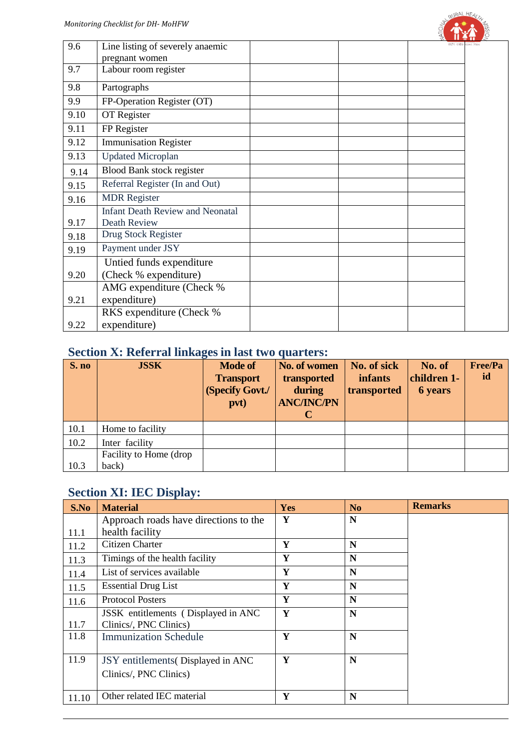| | | | | | |
|---|---|---|---|---|---|
| 9.6 | Line listing of severely anaemic pregnant women | | | | |
| 9.7 | Labour room register | | | | |
| 9.8 | Partographs | | | | |
| 9.9 | FP-Operation Register (OT) | | | | |
| 9.10 | OT Register | | | | |
| 9.11 | FP Register | | | | |
| 9.12 | Immunisation Register | | | | |
| 9.13 | Updated Microplan | | | | |
| 9.14 | Blood Bank stock register | | | | |
| 9.15 | Referral Register (In and Out) | | | | |
| 9.16 | MDR Register | | | | |
| 9.17 | Infant Death Review and Neonatal Death Review | | | | |
| 9.18 | Drug Stock Register | | | | |
| 9.19 | Payment under JSY | | | | |
| 9.20 | Untied funds expenditure (Check % expenditure) | | | | |
| 9.21 | AMG expenditure (Check % expenditure) | | | | |
| 9.22 | RKS expenditure (Check % expenditure) | | | | |

## Section X: Referral linkages in last two quarters:

| S. no | JSSK | Mode of Transport (Specify Govt./ pvt) | No. of women transported during ANC/INC/PNC | No. of sick infants transported | No. of children 1-6 years | Free/Paid |
|---|---|---|---|---|---|---|
| 10.1 | Home to facility | | | | | |
| 10.2 | Inter facility | | | | | |
| 10.3 | Facility to Home (drop back) | | | | | |

## Section XI: IEC Display:

| S.No | Material | Yes | No | Remarks |
|---|---|---|---|---|
| 11.1 | Approach roads have directions to the health facility | Y | N | |
| 11.2 | Citizen Charter | Y | N | |
| 11.3 | Timings of the health facility | Y | N | |
| 11.4 | List of services available | Y | N | |
| 11.5 | Essential Drug List | Y | N | |
| 11.6 | Protocol Posters | Y | N | |
| 11.7 | JSSK entitlements ( Displayed in ANC Clinics/, PNC Clinics) | Y | N | |
| 11.8 | Immunization Schedule | Y | N | |
| 11.9 | JSY entitlements( Displayed in ANC Clinics/, PNC Clinics) | Y | N | |
| 11.10 | Other related IEC material | Y | N | |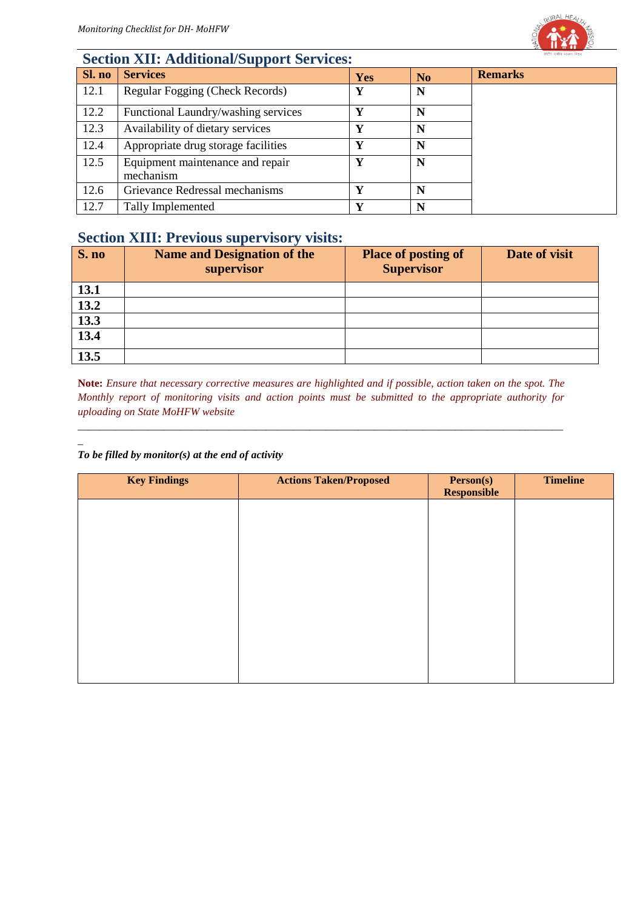## Section XII: Additional/Support Services:

| Sl. no | Services | Yes | No | Remarks |
|---|---|---|---|---|
| 12.1 | Regular Fogging (Check Records) | Y | N | |
| 12.2 | Functional Laundry/washing services | Y | N | |
| 12.3 | Availability of dietary services | Y | N | |
| 12.4 | Appropriate drug storage facilities | Y | N | |
| 12.5 | Equipment maintenance and repair mechanism | Y | N | |
| 12.6 | Grievance Redressal mechanisms | Y | N | |
| 12.7 | Tally Implemented | Y | N | |

## Section XIII: Previous supervisory visits:

| S. no | Name and Designation of the supervisor | Place of posting of Supervisor | Date of visit |
|---|---|---|---|
| **13.1** | | | |
| **13.2** | | | |
| **13.3** | | | |
| **13.4** | | | |
| **13.5** | | | |

**Note:** *Ensure that necessary corrective measures are highlighted and if possible, action taken on the spot. The Monthly report of monitoring visits and action points must be submitted to the appropriate authority for uploading on State MoHFW website*

---

***To be filled by monitor(s) at the end of activity***

| Key Findings | Actions Taken/Proposed | Person(s) Responsible | Timeline |
|---|---|---|---|
| | | | |